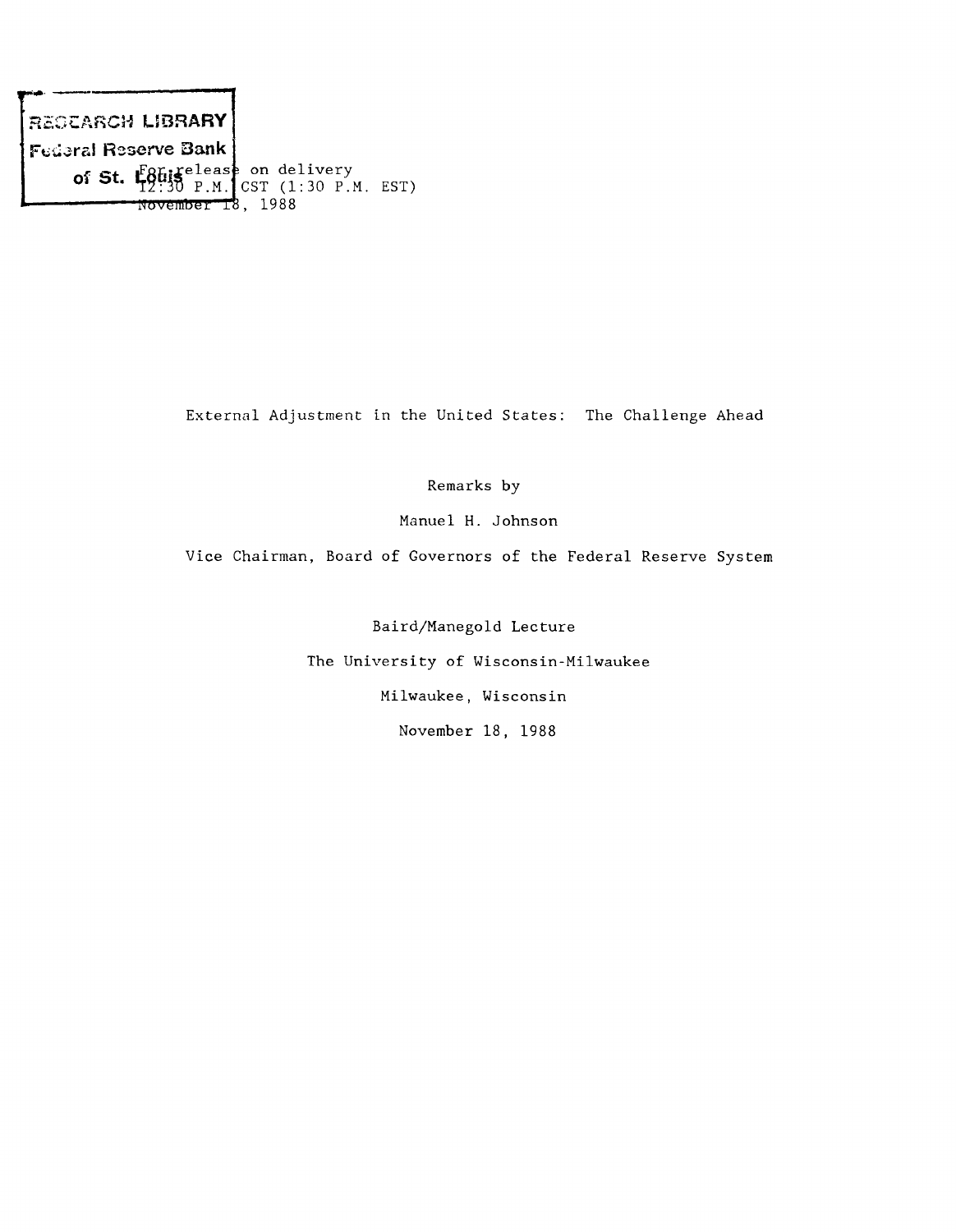For release on delivery
12:30 P.M. CST (1:30 P.M. EST)
November 18, 1988

# External Adjustment in the United States: The Challenge Ahead

Remarks by

Manuel H. Johnson

Vice Chairman, Board of Governors of the Federal Reserve System

Baird/Manegold Lecture

The University of Wisconsin-Milwaukee

Milwaukee, Wisconsin

November 18, 1988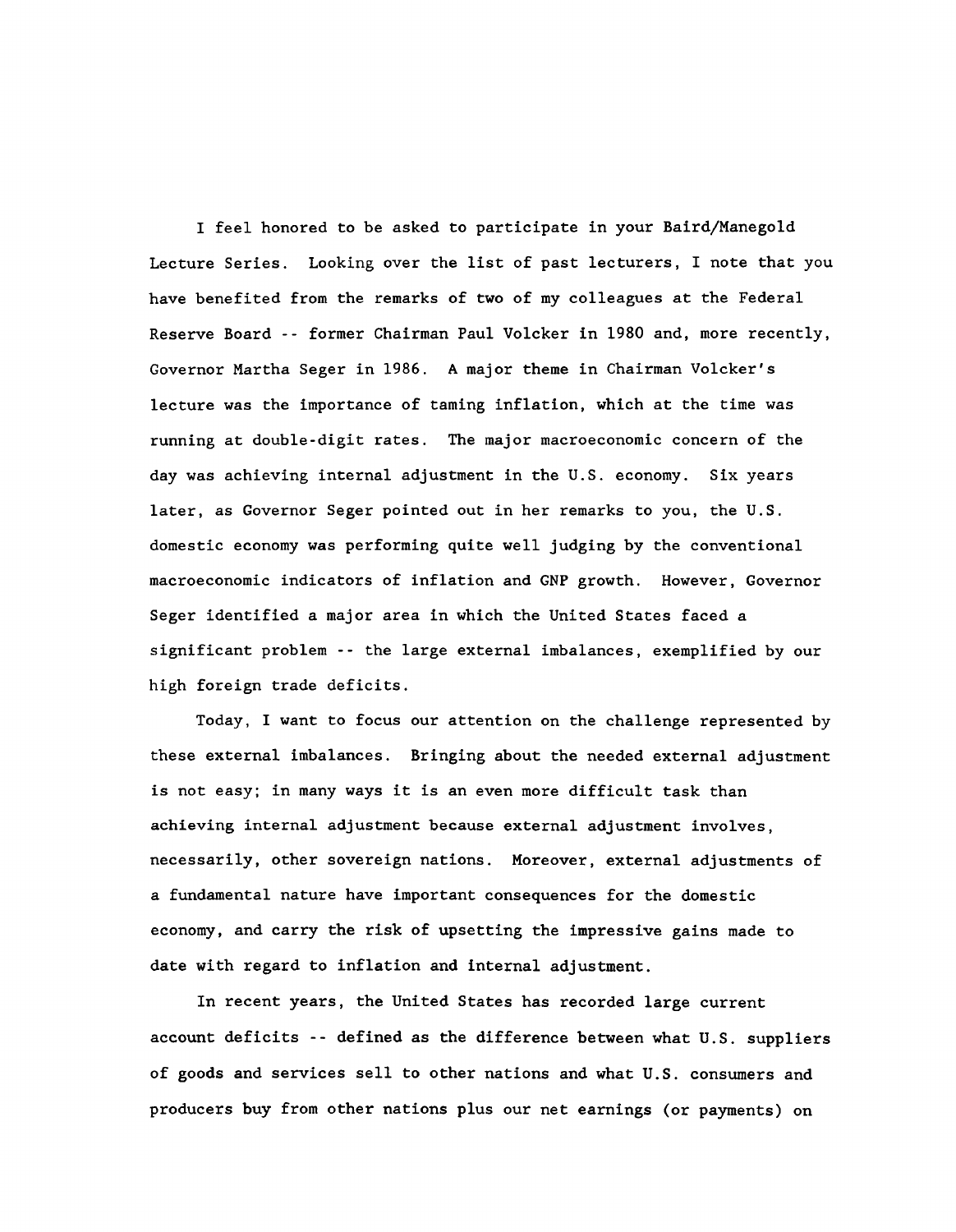I feel honored to be asked to participate in your Baird/Manegold Lecture Series. Looking over the list of past lecturers, I note that you have benefited from the remarks of two of my colleagues at the Federal Reserve Board -- former Chairman Paul Volcker in 1980 and, more recently, Governor Martha Seger in 1986. A major theme in Chairman Volcker's lecture was the importance of taming inflation, which at the time was running at double-digit rates. The major macroeconomic concern of the day was achieving internal adjustment in the U.S. economy. Six years later, as Governor Seger pointed out in her remarks to you, the U.S. domestic economy was performing quite well judging by the conventional macroeconomic indicators of inflation and GNP growth. However, Governor Seger identified a major area in which the United States faced a significant problem -- the large external imbalances, exemplified by our high foreign trade deficits.

Today, I want to focus our attention on the challenge represented by these external imbalances. Bringing about the needed external adjustment is not easy; in many ways it is an even more difficult task than achieving internal adjustment because external adjustment involves, necessarily, other sovereign nations. Moreover, external adjustments of a fundamental nature have important consequences for the domestic economy, and carry the risk of upsetting the impressive gains made to date with regard to inflation and internal adjustment.

In recent years, the United States has recorded large current account deficits -- defined as the difference between what U.S. suppliers of goods and services sell to other nations and what U.S. consumers and producers buy from other nations plus our net earnings (or payments) on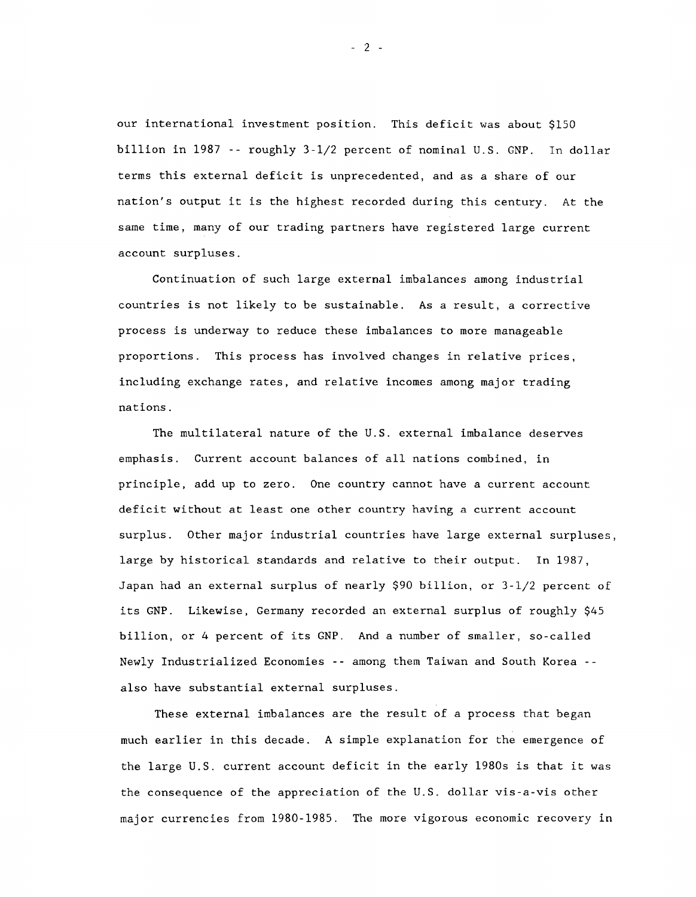our international investment position. This deficit was about $150 billion in 1987 -- roughly 3-1/2 percent of nominal U.S. GNP. In dollar terms this external deficit is unprecedented, and as a share of our nation's output it is the highest recorded during this century. At the same time, many of our trading partners have registered large current account surpluses.

Continuation of such large external imbalances among industrial countries is not likely to be sustainable. As a result, a corrective process is underway to reduce these imbalances to more manageable proportions. This process has involved changes in relative prices, including exchange rates, and relative incomes among major trading nations.

The multilateral nature of the U.S. external imbalance deserves emphasis. Current account balances of all nations combined, in principle, add up to zero. One country cannot have a current account deficit without at least one other country having a current account surplus. Other major industrial countries have large external surpluses, large by historical standards and relative to their output. In 1987, Japan had an external surplus of nearly $90 billion, or 3-1/2 percent of its GNP. Likewise, Germany recorded an external surplus of roughly $45 billion, or 4 percent of its GNP. And a number of smaller, so-called Newly Industrialized Economies -- among them Taiwan and South Korea -- also have substantial external surpluses.

These external imbalances are the result of a process that began much earlier in this decade. A simple explanation for the emergence of the large U.S. current account deficit in the early 1980s is that it was the consequence of the appreciation of the U.S. dollar vis-a-vis other major currencies from 1980-1985. The more vigorous economic recovery in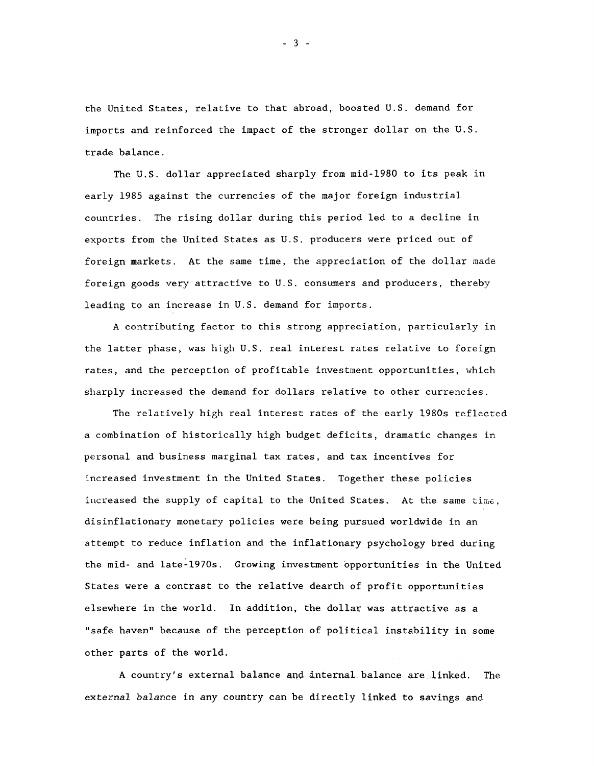the United States, relative to that abroad, boosted U.S. demand for imports and reinforced the impact of the stronger dollar on the U.S. trade balance.

The U.S. dollar appreciated sharply from mid-1980 to its peak in early 1985 against the currencies of the major foreign industrial countries. The rising dollar during this period led to a decline in exports from the United States as U.S. producers were priced out of foreign markets. At the same time, the appreciation of the dollar made foreign goods very attractive to U.S. consumers and producers, thereby leading to an increase in U.S. demand for imports.

A contributing factor to this strong appreciation, particularly in the latter phase, was high U.S. real interest rates relative to foreign rates, and the perception of profitable investment opportunities, which sharply increased the demand for dollars relative to other currencies.

The relatively high real interest rates of the early 1980s reflected a combination of historically high budget deficits, dramatic changes in personal and business marginal tax rates, and tax incentives for increased investment in the United States. Together these policies increased the supply of capital to the United States. At the same time, disinflationary monetary policies were being pursued worldwide in an attempt to reduce inflation and the inflationary psychology bred during the mid- and late-1970s. Growing investment opportunities in the United States were a contrast to the relative dearth of profit opportunities elsewhere in the world. In addition, the dollar was attractive as a "safe haven" because of the perception of political instability in some other parts of the world.

A country's external balance and internal balance are linked. The *external balance* in any country can be directly linked to savings and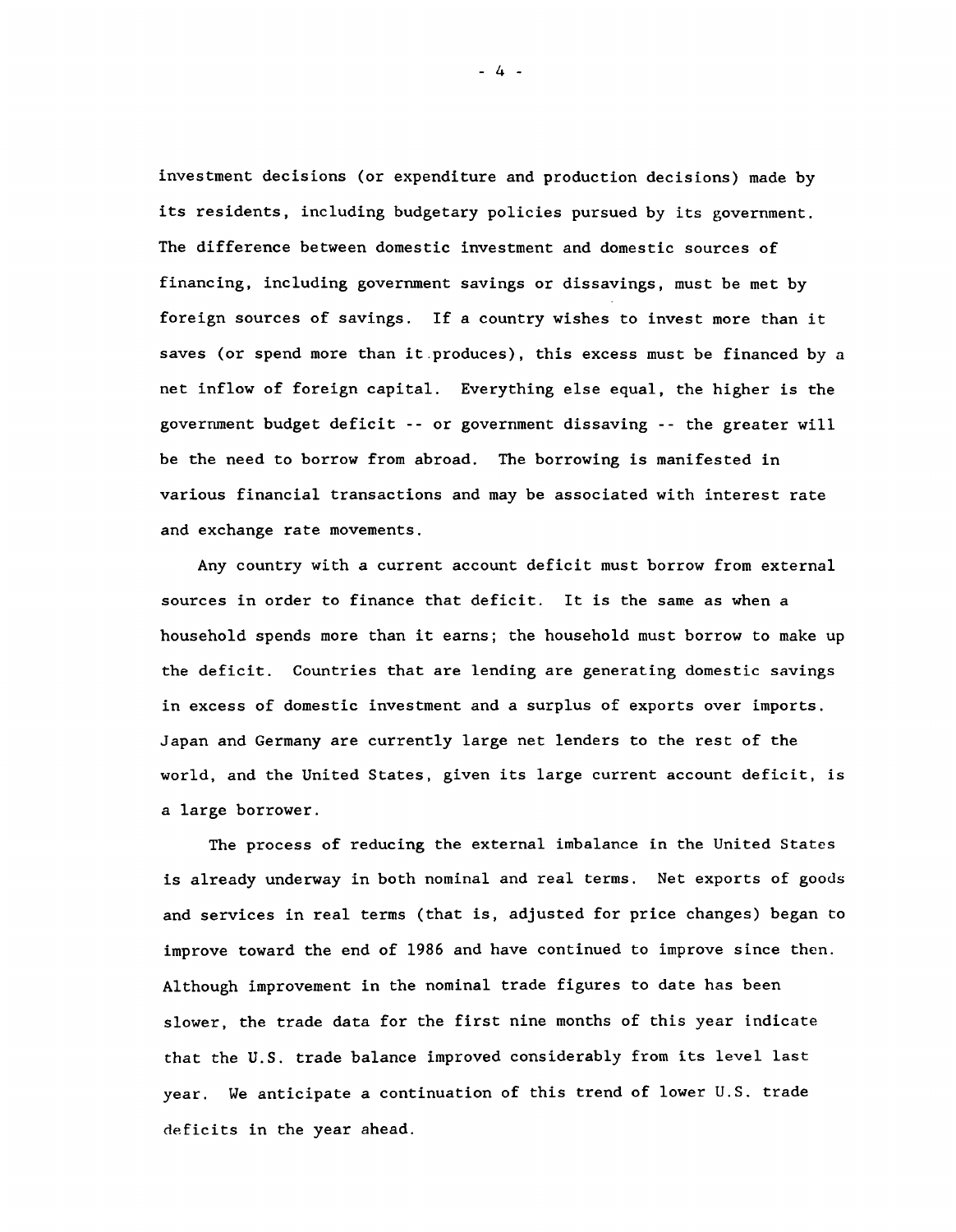investment decisions (or expenditure and production decisions) made by its residents, including budgetary policies pursued by its government. The difference between domestic investment and domestic sources of financing, including government savings or dissavings, must be met by foreign sources of savings. If a country wishes to invest more than it saves (or spend more than it produces), this excess must be financed by a net inflow of foreign capital. Everything else equal, the higher is the government budget deficit -- or government dissaving -- the greater will be the need to borrow from abroad. The borrowing is manifested in various financial transactions and may be associated with interest rate and exchange rate movements.

Any country with a current account deficit must borrow from external sources in order to finance that deficit. It is the same as when a household spends more than it earns; the household must borrow to make up the deficit. Countries that are lending are generating domestic savings in excess of domestic investment and a surplus of exports over imports. Japan and Germany are currently large net lenders to the rest of the world, and the United States, given its large current account deficit, is a large borrower.

The process of reducing the external imbalance in the United States is already underway in both nominal and real terms. Net exports of goods and services in real terms (that is, adjusted for price changes) began to improve toward the end of 1986 and have continued to improve since then. Although improvement in the nominal trade figures to date has been slower, the trade data for the first nine months of this year indicate that the U.S. trade balance improved considerably from its level last year. We anticipate a continuation of this trend of lower U.S. trade deficits in the year ahead.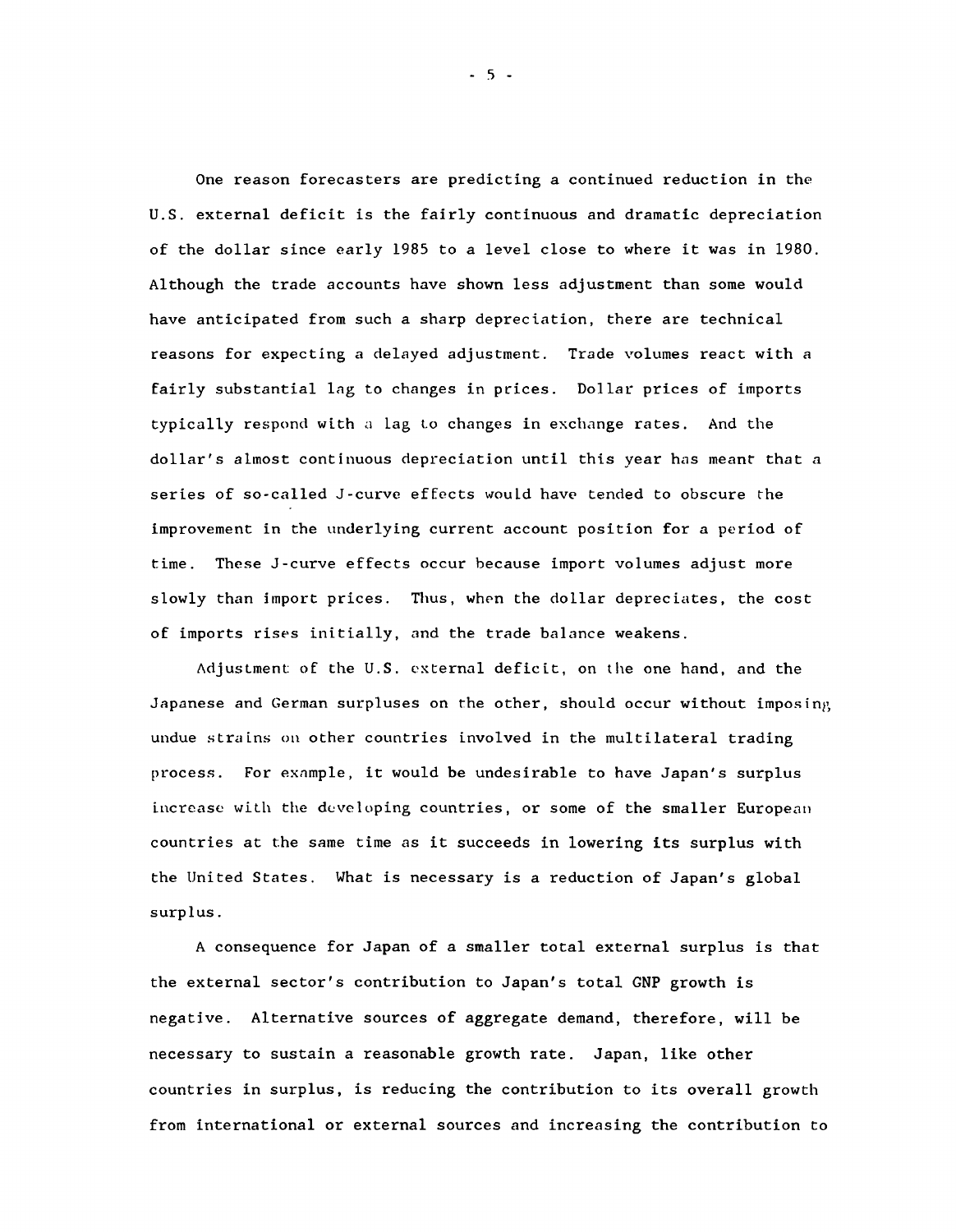One reason forecasters are predicting a continued reduction in the U.S. external deficit is the fairly continuous and dramatic depreciation of the dollar since early 1985 to a level close to where it was in 1980. Although the trade accounts have shown less adjustment than some would have anticipated from such a sharp depreciation, there are technical reasons for expecting a delayed adjustment. Trade volumes react with a fairly substantial lag to changes in prices. Dollar prices of imports typically respond with a lag to changes in exchange rates. And the dollar's almost continuous depreciation until this year has meant that a series of so-called J-curve effects would have tended to obscure the improvement in the underlying current account position for a period of time. These J-curve effects occur because import volumes adjust more slowly than import prices. Thus, when the dollar depreciates, the cost of imports rises initially, and the trade balance weakens.

Adjustment of the U.S. external deficit, on the one hand, and the Japanese and German surpluses on the other, should occur without imposing undue strains on other countries involved in the multilateral trading process. For example, it would be undesirable to have Japan's surplus increase with the developing countries, or some of the smaller European countries at the same time as it succeeds in lowering its surplus with the United States. What is necessary is a reduction of Japan's global surplus.

A consequence for Japan of a smaller total external surplus is that the external sector's contribution to Japan's total GNP growth is negative. Alternative sources of aggregate demand, therefore, will be necessary to sustain a reasonable growth rate. Japan, like other countries in surplus, is reducing the contribution to its overall growth from international or external sources and increasing the contribution to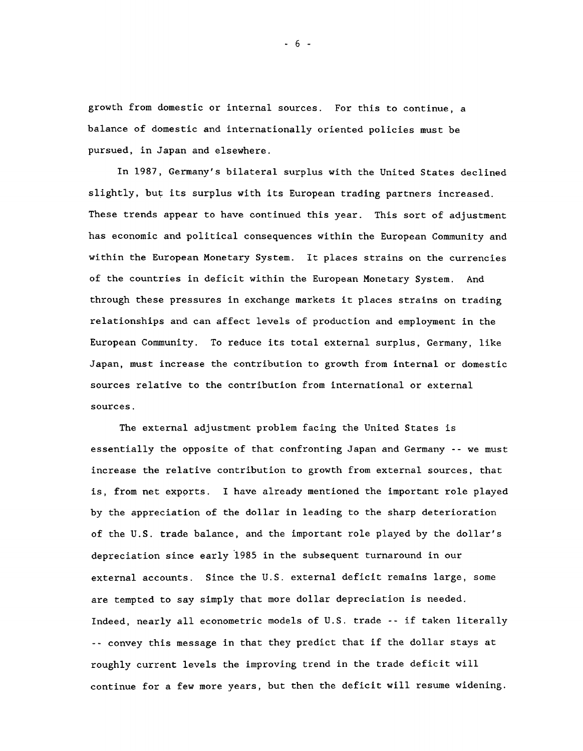growth from domestic or internal sources. For this to continue, a balance of domestic and internationally oriented policies must be pursued, in Japan and elsewhere.

In 1987, Germany's bilateral surplus with the United States declined slightly, but its surplus with its European trading partners increased. These trends appear to have continued this year. This sort of adjustment has economic and political consequences within the European Community and within the European Monetary System. It places strains on the currencies of the countries in deficit within the European Monetary System. And through these pressures in exchange markets it places strains on trading relationships and can affect levels of production and employment in the European Community. To reduce its total external surplus, Germany, like Japan, must increase the contribution to growth from internal or domestic sources relative to the contribution from international or external sources.

The external adjustment problem facing the United States is essentially the opposite of that confronting Japan and Germany -- we must increase the relative contribution to growth from external sources, that is, from net exports. I have already mentioned the important role played by the appreciation of the dollar in leading to the sharp deterioration of the U.S. trade balance, and the important role played by the dollar's depreciation since early 1985 in the subsequent turnaround in our external accounts. Since the U.S. external deficit remains large, some are tempted to say simply that more dollar depreciation is needed. Indeed, nearly all econometric models of U.S. trade -- if taken literally -- convey this message in that they predict that if the dollar stays at roughly current levels the improving trend in the trade deficit will continue for a few more years, but then the deficit will resume widening.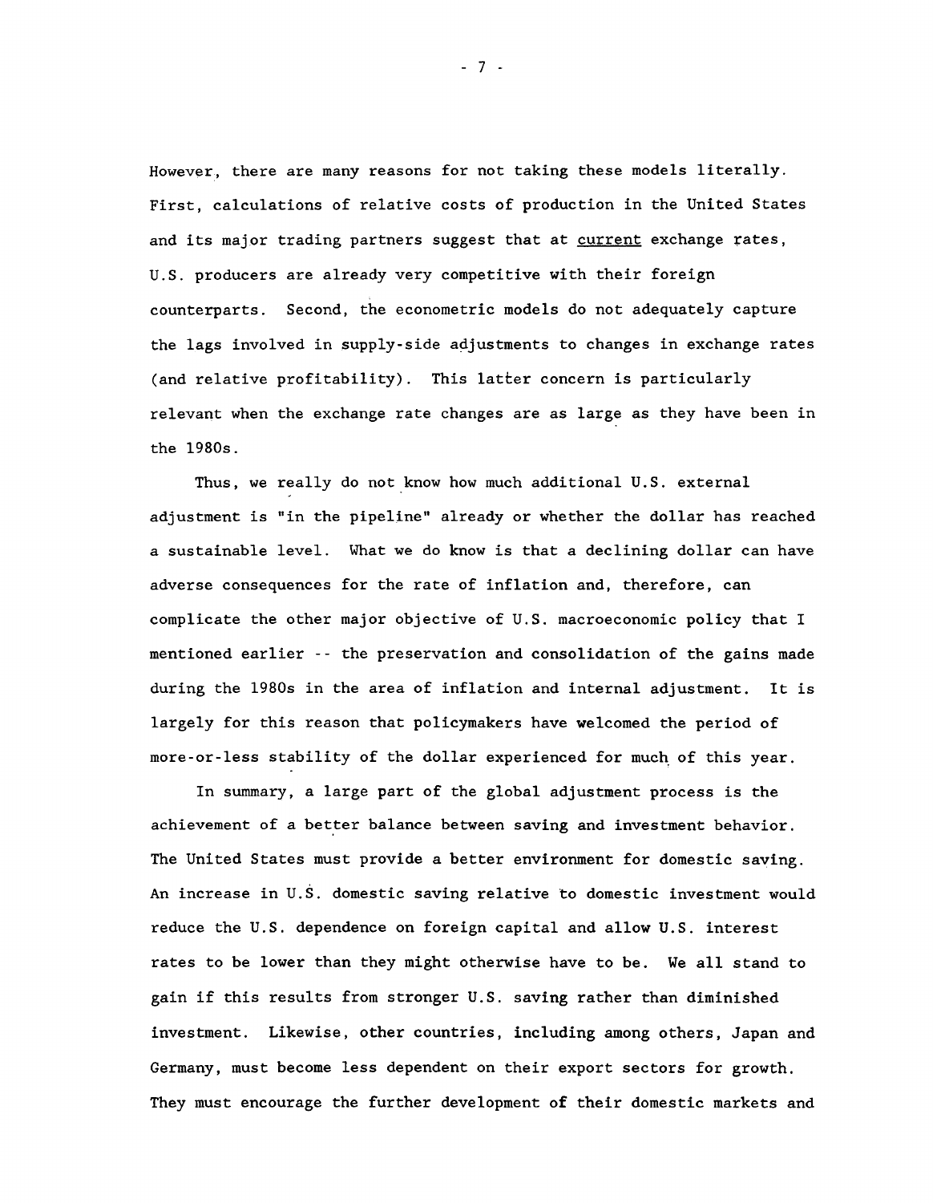However, there are many reasons for not taking these models literally. First, calculations of relative costs of production in the United States and its major trading partners suggest that at current exchange rates, U.S. producers are already very competitive with their foreign counterparts. Second, the econometric models do not adequately capture the lags involved in supply-side adjustments to changes in exchange rates (and relative profitability). This latter concern is particularly relevant when the exchange rate changes are as large as they have been in the 1980s.

Thus, we really do not know how much additional U.S. external adjustment is "in the pipeline" already or whether the dollar has reached a sustainable level. What we do know is that a declining dollar can have adverse consequences for the rate of inflation and, therefore, can complicate the other major objective of U.S. macroeconomic policy that I mentioned earlier -- the preservation and consolidation of the gains made during the 1980s in the area of inflation and internal adjustment. It is largely for this reason that policymakers have welcomed the period of more-or-less stability of the dollar experienced for much of this year.

In summary, a large part of the global adjustment process is the achievement of a better balance between saving and investment behavior. The United States must provide a better environment for domestic saving. An increase in U.S. domestic saving relative to domestic investment would reduce the U.S. dependence on foreign capital and allow U.S. interest rates to be lower than they might otherwise have to be. We all stand to gain if this results from stronger U.S. saving rather than diminished investment. Likewise, other countries, including among others, Japan and Germany, must become less dependent on their export sectors for growth. They must encourage the further development of their domestic markets and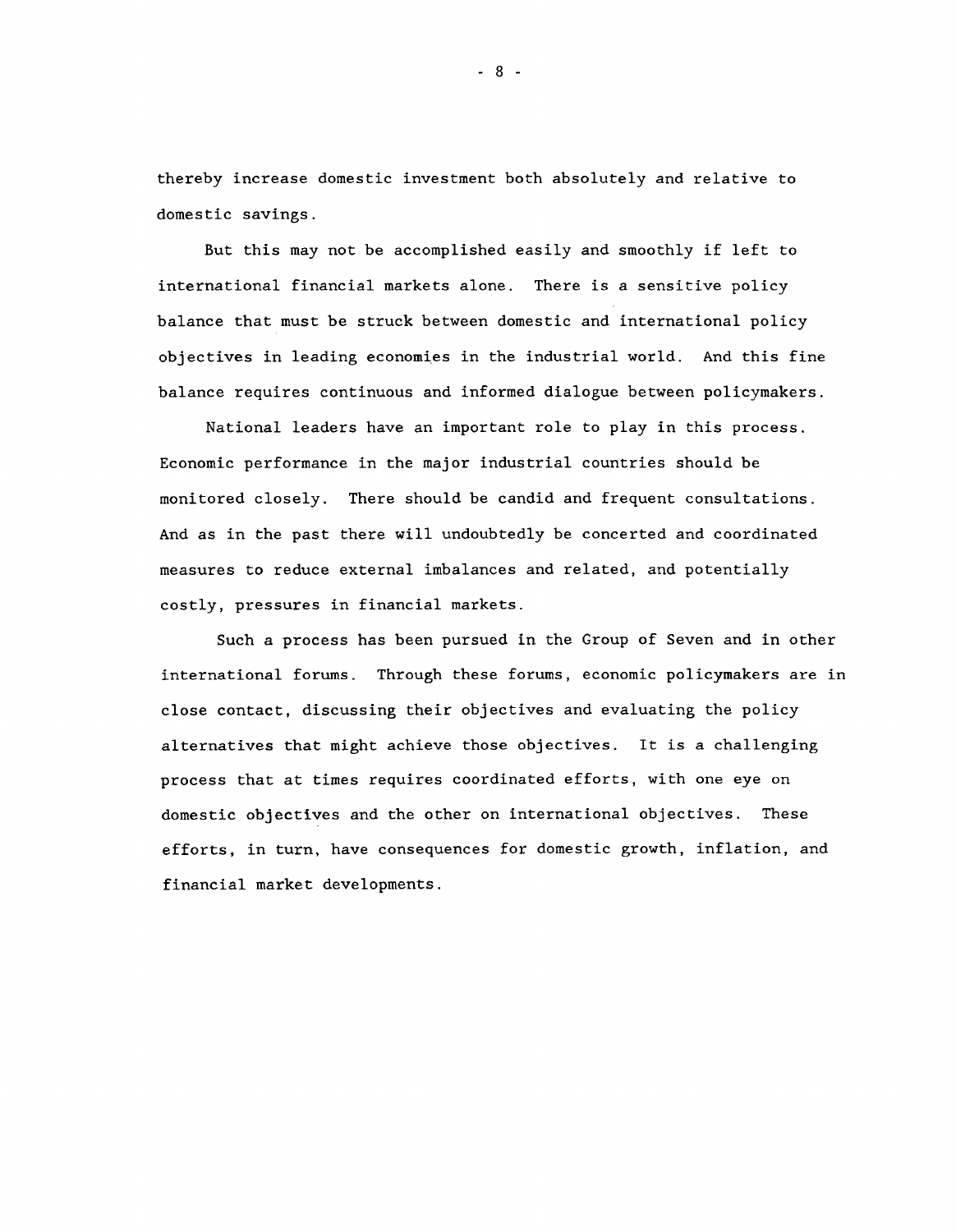thereby increase domestic investment both absolutely and relative to domestic savings.

But this may not be accomplished easily and smoothly if left to international financial markets alone. There is a sensitive policy balance that must be struck between domestic and international policy objectives in leading economies in the industrial world. And this fine balance requires continuous and informed dialogue between policymakers.

National leaders have an important role to play in this process. Economic performance in the major industrial countries should be monitored closely. There should be candid and frequent consultations. And as in the past there will undoubtedly be concerted and coordinated measures to reduce external imbalances and related, and potentially costly, pressures in financial markets.

Such a process has been pursued in the Group of Seven and in other international forums. Through these forums, economic policymakers are in close contact, discussing their objectives and evaluating the policy alternatives that might achieve those objectives. It is a challenging process that at times requires coordinated efforts, with one eye on domestic objectives and the other on international objectives. These efforts, in turn, have consequences for domestic growth, inflation, and financial market developments.